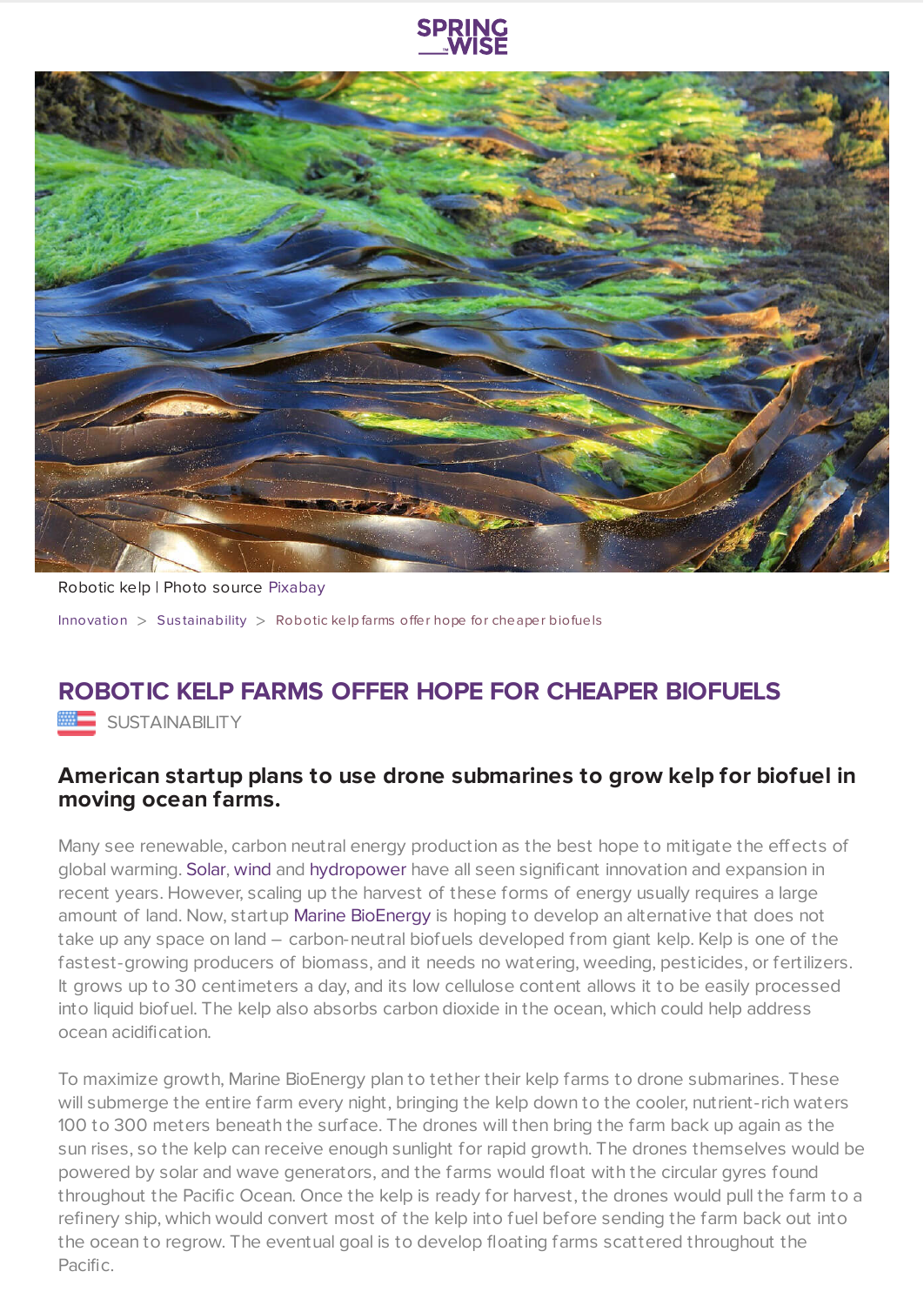Robotic kelp | Photo source Pixabay

Innovation > Sustainability > Robotic kelp farms offer hope for cheaper biofuels

# ROBOTIC KELP FARMS OFFER HOPE FOR CHEAPER BIOFUELS

SUSTAINABILITY

## American startup plans to use drone submarines to grow kelp for biofuel in moving ocean farms.

Many see renewable, carbon neutral energy production as the best hope to mitigate the effects of global warming. Solar, wind and hydropower have all seen significant innovation and expansion in recent years. However, scaling up the harvest of these forms of energy usually requires a large amount of land. Now, startup Marine BioEnergy is hoping to develop an alternative that does not take up any space on land – carbon-neutral biofuels developed from giant kelp. Kelp is one of the fastest-growing producers of biomass, and it needs no watering, weeding, pesticides, or fertilizers. It grows up to 30 centimeters a day, and its low cellulose content allows it to be easily processed into liquid biofuel. The kelp also absorbs carbon dioxide in the ocean, which could help address ocean acidification.

To maximize growth, Marine BioEnergy plan to tether their kelp farms to drone submarines. These will submerge the entire farm every night, bringing the kelp down to the cooler, nutrient-rich waters 100 to 300 meters beneath the surface. The drones will then bring the farm back up again as the sun rises, so the kelp can receive enough sunlight for rapid growth. The drones themselves would be powered by solar and wave generators, and the farms would float with the circular gyres found throughout the Pacific Ocean. Once the kelp is ready for harvest, the drones would pull the farm to a refinery ship, which would convert most of the kelp into fuel before sending the farm back out into the ocean to regrow. The eventual goal is to develop floating farms scattered throughout the Pacific.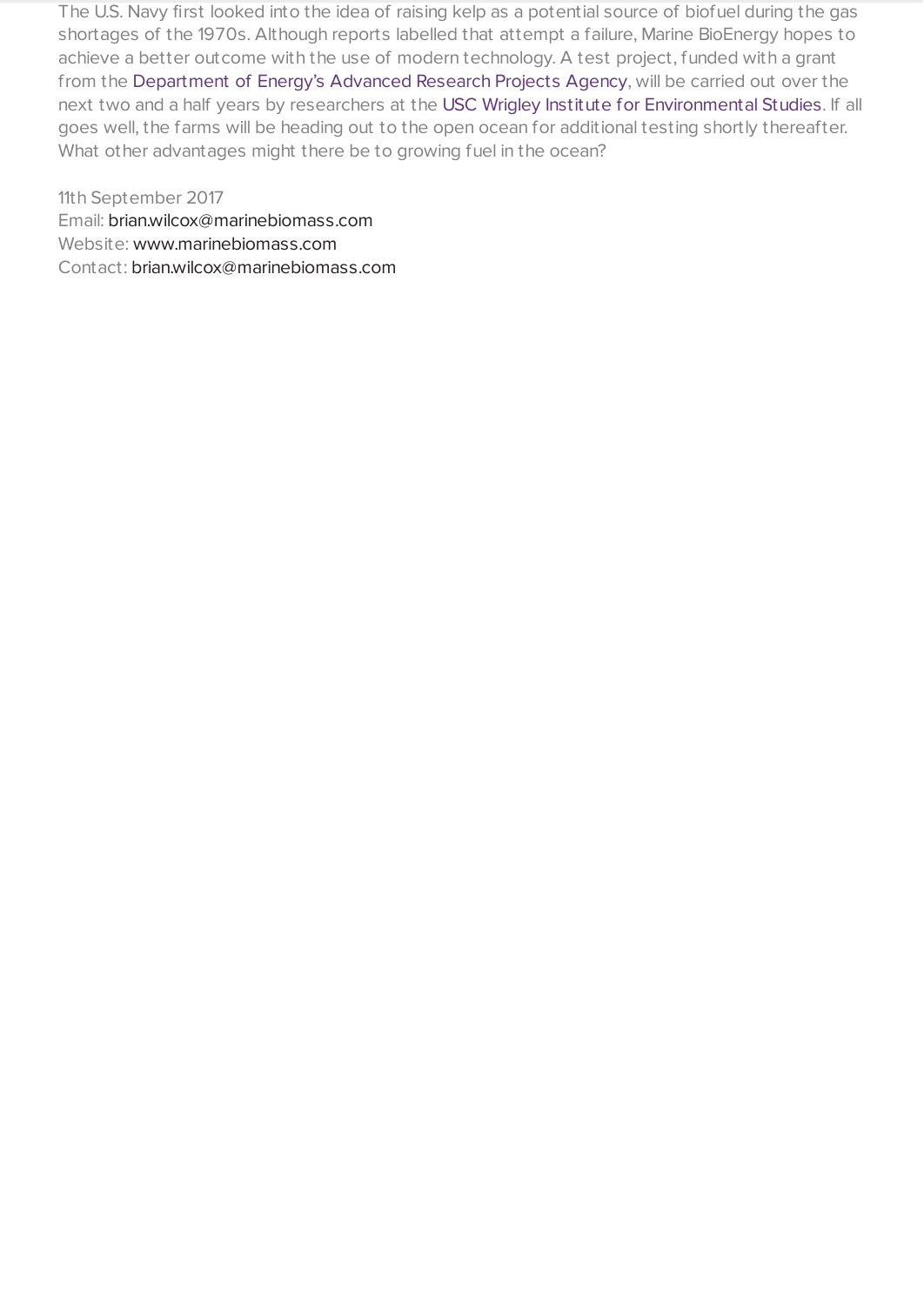The U.S. Navy first looked into the idea of raising kelp as a potential source of biofuel during the gas shortages of the 1970s. Although reports labelled that attempt a failure, Marine BioEnergy hopes to achieve a better outcome with the use of modern technology. A test project, funded with a grant from the Department of Energy's Advanced Research Projects Agency, will be carried out over the next two and a half years by researchers at the USC Wrigley Institute for Environmental Studies. If all goes well, the farms will be heading out to the open ocean for additional testing shortly thereafter. What other advantages might there be to growing fuel in the ocean?

11th September 2017
Email: brian.wilcox@marinebiomass.com
Website: www.marinebiomass.com
Contact: brian.wilcox@marinebiomass.com